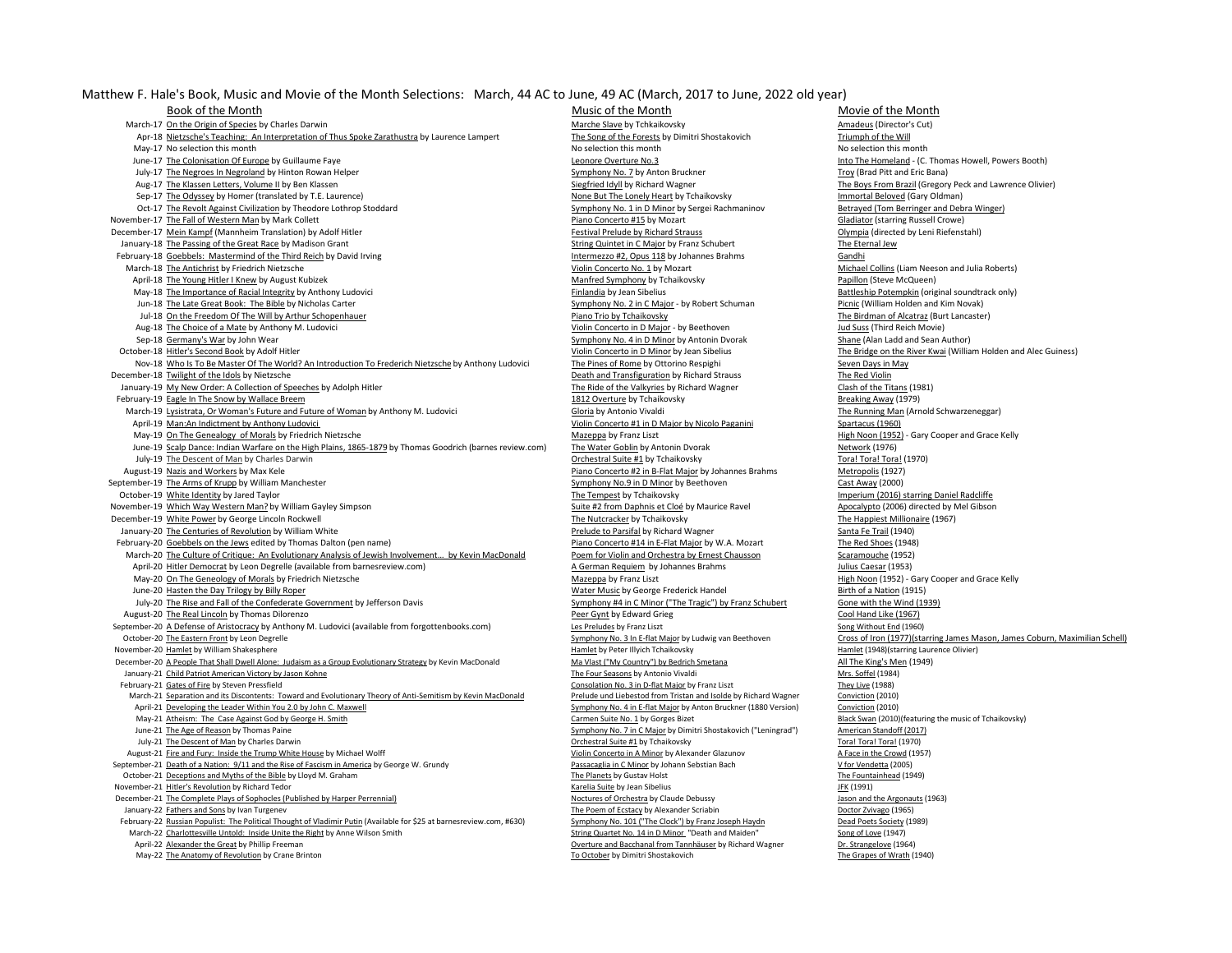# Matthew F. Hale's Book, Music and Movie of the Month Selections: March, 44 AC to June, 49 AC (March, 2017 to June, 2022 old year)

| | Book of the Month | Music of the Month | Movie of the Month |
|---|---|---|---|
| March-17 | On the Origin of Species by Charles Darwin | Marche Slave by Tchkaikovsky | Amadeus (Director's Cut) |
| Apr-18 | Nietzsche's Teaching: An Interpretation of Thus Spoke Zarathustra by Laurence Lampert | The Song of the Forests by Dimitri Shostakovich | Triumph of the Will |
| May-17 | No selection this month | No selection this month | No selection this month |
| June-17 | The Colonisation Of Europe by Guillaume Faye | Leonore Overture No.3 | Into The Homeland - (C. Thomas Howell, Powers Booth) |
| July-17 | The Negroes In Negroland by Hinton Rowan Helper | Symphony No. 7 by Anton Bruckner | Troy (Brad Pitt and Eric Bana) |
| Aug-17 | The Klassen Letters, Volume II by Ben Klassen | Siegfried Idyll by Richard Wagner | The Boys From Brazil (Gregory Peck and Lawrence Olivier) |
| Sep-17 | The Odyssey by Homer (translated by T.E. Laurence) | None But The Lonely Heart by Tchaikovsky | Immortal Beloved (Gary Oldman) |
| Oct-17 | The Revolt Against Civilization by Theodore Lothrop Stoddard | Symphony No. 1 in D Minor by Sergei Rachmaninov | Betrayed (Tom Berringer and Debra Winger) |
| November-17 | The Fall of Western Man by Mark Collett | Piano Concerto #15 by Mozart | Gladiator (starring Russell Crowe) |
| December-17 | Mein Kampf (Mannheim Translation) by Adolf Hitler | Festival Prelude by Richard Strauss | Olympia (directed by Leni Riefenstahl) |
| January-18 | The Passing of the Great Race by Madison Grant | String Quintet in C Major by Franz Schubert | The Eternal Jew |
| February-18 | Goebbels: Mastermind of the Third Reich by David Irving | Intermezzo #2, Opus 118 by Johannes Brahms | Gandhi |
| March-18 | The Antichrist by Friedrich Nietzsche | Violin Concerto No. 1 by Mozart | Michael Collins (Liam Neeson and Julia Roberts) |
| April-18 | The Young Hitler I Knew by August Kubizek | Manfred Symphony by Tchaikovsky | Papillon (Steve McQueen) |
| May-18 | The Importance of Racial Integrity by Anthony Ludovici | Finlandia by Jean Sibelius | Battleship Potemkin (original soundtrack only) |
| Jun-18 | The Late Great Book: The Bible by Nicholas Carter | Symphony No. 2 in C Major - by Robert Schuman | Picnic (William Holden and Kim Novak) |
| Jul-18 | On the Freedom Of The Will by Arthur Schopenhauer | Piano Trio by Tchaikovsky | The Birdman of Alcatraz (Burt Lancaster) |
| Aug-18 | The Choice of a Mate by Anthony M. Ludovici | Violin Concerto in D Major - by Beethoven | Jud Suss (Third Reich Movie) |
| Sep-18 | Germany's War by John Wear | Symphony No. 4 in D Minor by Antonin Dvorak | Shane (Alan Ladd and Sean Author) |
| October-18 | Hitler's Second Book by Adolf Hitler | Violin Concerto in D Minor by Jean Sibelius | The Bridge on the River Kwai (William Holden and Alec Guiness) |
| Nov-18 | Who Is To Be Master Of The World? An Introduction To Frederich Nietzsche by Anthony Ludovici | The Pines of Rome by Ottorino Respighi | Seven Days in May |
| December-18 | Twilight of the Idols by Nietzsche | Death and Transfiguration by Richard Strauss | The Red Violin |
| January-19 | My New Order: A Collection of Speeches by Adolph Hitler | The Ride of the Valkyries by Richard Wagner | Clash of the Titans (1981) |
| February-19 | Eagle In The Snow by Wallace Breem | 1812 Overture by Tchaikovsky | Breaking Away (1979) |
| March-19 | Lysistrata, Or Woman's Future and Future of Woman by Anthony M. Ludovici | Gloria by Antonio Vivaldi | The Running Man (Arnold Schwarzeneggar) |
| April-19 | Man:An Indictment by Anthony Ludovici | Violin Concerto #1 in D Major by Nicolo Paganini | Spartacus (1960) |
| May-19 | On The Genealogy of Morals by Friedrich Nietzsche | Mazeppa by Franz Liszt | High Noon (1952) - Gary Cooper and Grace Kelly |
| June-19 | Scalp Dance: Indian Warfare on the High Plains, 1865-1879 by Thomas Goodrich (barnes review.com) | The Water Goblin by Antonin Dvorak | Network (1976) |
| July-19 | The Descent of Man by Charles Darwin | Orchestral Suite #1 by Tchaikovsky | Tora! Tora! Tora! (1970) |
| August-19 | Nazis and Workers by Max Kele | Piano Concerto #2 in B-Flat Major by Johannes Brahms | Metropolis (1927) |
| September-19 | The Arms of Krupp by William Manchester | Symphony No.9 in D Minor by Beethoven | Cast Away (2000) |
| October-19 | White Identity by Jared Taylor | The Tempest by Tchaikovsky | Imperium (2016) starring Daniel Radcliffe |
| November-19 | Which Way Western Man? by William Gayley Simpson | Suite #2 from Daphnis et Cloé by Maurice Ravel | Apocalypto (2006) directed by Mel Gibson |
| December-19 | White Power by George Lincoln Rockwell | The Nutcracker by Tchaikovsky | The Happiest Millionaire (1967) |
| January-20 | The Centuries of Revolution by William White | Prelude to Parsifal by Richard Wagner | Santa Fe Trail (1940) |
| February-20 | Goebbels on the Jews edited by Thomas Dalton (pen name) | Piano Concerto #14 in E-Flat Major by W.A. Mozart | The Red Shoes (1948) |
| March-20 | The Culture of Critique: An Evolutionary Analysis of Jewish Involvement... by Kevin MacDonald | Poem for Violin and Orchestra by Ernest Chausson | Scaramouche (1952) |
| April-20 | Hitler Democrat by Leon Degrelle (available from barnesreview.com) | A German Requiem by Johannes Brahms | Julius Caesar (1953) |
| May-20 | On The Geneology of Morals by Friedrich Nietzsche | Mazeppa by Franz Liszt | High Noon (1952) - Gary Cooper and Grace Kelly |
| June-20 | Hasten the Day Trilogy by Billy Roper | Water Music by George Frederick Handel | Birth of a Nation (1915) |
| July-20 | The Rise and Fall of the Confederate Government by Jefferson Davis | Symphony #4 in C Minor ("The Tragic") by Franz Schubert | Gone with the Wind (1939) |
| August-20 | The Real Lincoln by Thomas Dilorenzo | Peer Gynt by Edward Grieg | Cool Hand Like (1967) |
| September-20 | A Defense of Aristocracy by Anthony M. Ludovici (available from forgottenbooks.com) | Les Preludes by Franz Liszt | Song Without End (1960) |
| October-20 | The Eastern Front by Leon Degrelle | Symphony No. 3 In E-flat Major by Ludwig van Beethoven | Cross of Iron (1977)(starring James Mason, James Coburn, Maximilian Schell) |
| November-20 | Hamlet by William Shakesphere | Hamlet by Peter Illyich Tchaikovsky | Hamlet (1948)(starring Laurence Olivier) |
| December-20 | A People That Shall Dwell Alone: Judaism as a Group Evolutionary Strategy by Kevin MacDonald | Ma Vlast ("My Country") by Bedrich Smetana | All The King's Men (1949) |
| January-21 | Child Patriot American Victory by Jason Kohne | The Four Seasons by Antonio Vivaldi | Mrs. Soffel (1984) |
| February-21 | Gates of Fire by Steven Pressfield | Consolation No. 3 in D-flat Major by Franz Liszt | They Live (1988) |
| March-21 | Separation and its Discontents: Toward and Evolutionary Theory of Anti-Semitism by Kevin MacDonald | Prelude und Liebestod from Tristan and Isolde by Richard Wagner | Conviction (2010) |
| April-21 | Developing the Leader Within You 2.0 by John C. Maxwell | Symphony No. 4 in E-flat Major by Anton Bruckner (1880 Version) | Conviction (2010) |
| May-21 | Atheism: The Case Against God by George H. Smith | Carmen Suite No. 1 by Georges Bizet | Black Swan (2010)(featuring the music of Tchaikovsky) |
| June-21 | The Age of Reason by Thomas Paine | Symphony No. 7 in C Major by Dimitri Shostakovich ("Leningrad") | American Standoff (2017) |
| July-21 | The Descent of Man by Charles Darwin | Orchestral Suite #1 by Tchaikovsky | Tora! Tora! Tora! (1970) |
| August-21 | Fire and Fury: Inside the Trump White House by Michael Wolff | Violin Concerto in A Minor by Alexander Glazunov | A Face in the Crowd (1957) |
| September-21 | Death of a Nation: 9/11 and the Rise of Fascism in America by George W. Grundy | Passacaglia in C Minor by Johann Sebstian Bach | V for Vendetta (2005) |
| October-21 | Deceptions and Myths of the Bible by Lloyd M. Graham | The Planets by Gustav Holst | The Fountainhead (1949) |
| November-21 | Hitler's Revolution by Richard Tedor | Karelia Suite by Jean Sibelius | JFK (1991) |
| December-21 | The Complete Plays of Sophocles (Published by Harper Perrennial) | Noctures of Orchestra by Claude Debussy | Jason and the Argonauts (1963) |
| January-22 | Fathers and Sons by Ivan Turgenev | The Poem of Ecstacy by Alexander Scriabin | Doctor Zvivago (1965) |
| February-22 | Russian Populist: The Political Thought of Vladimir Putin (Available for $25 at barnesreview.com, #630) | Symphony No. 101 ("The Clock") by Franz Joseph Haydn | Dead Poets Society (1989) |
| March-22 | Charlottesville Untold: Inside Unite the Right by Anne Wilson Smith | String Quartet No. 14 in D Minor "Death and Maiden" | Song of Love (1947) |
| April-22 | Alexander the Great by Phillip Freeman | Overture and Bacchanal from Tannhäuser by Richard Wagner | Dr. Strangelove (1964) |
| May-22 | The Anatomy of Revolution by Crane Brinton | To October by Dimitri Shostakovich | The Grapes of Wrath (1940) |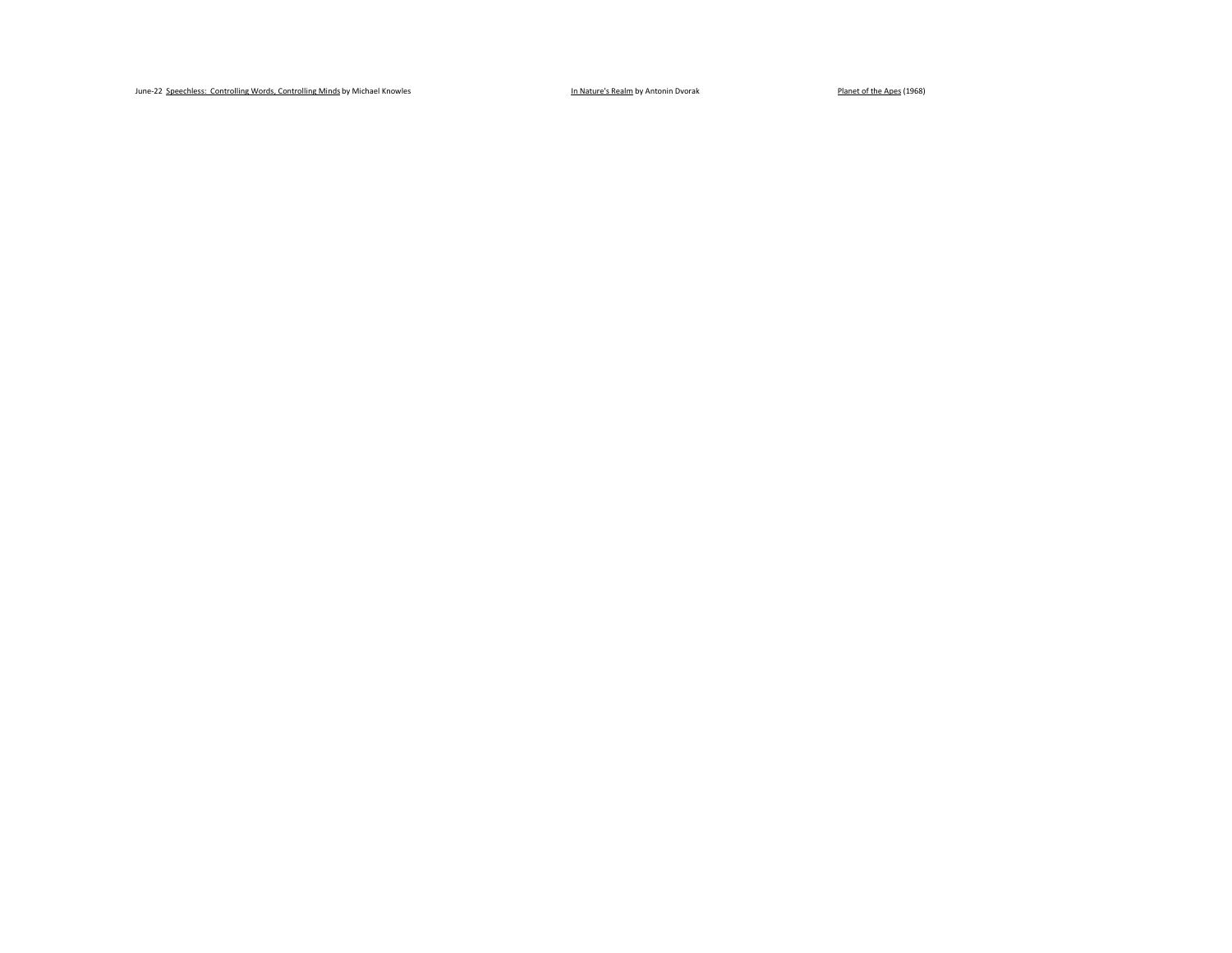| | | | |
|---|---|---|---|
| June-22 | Speechless: Controlling Words, Controlling Minds by Michael Knowles | In Nature's Realm by Antonin Dvorak | Planet of the Apes (1968) |